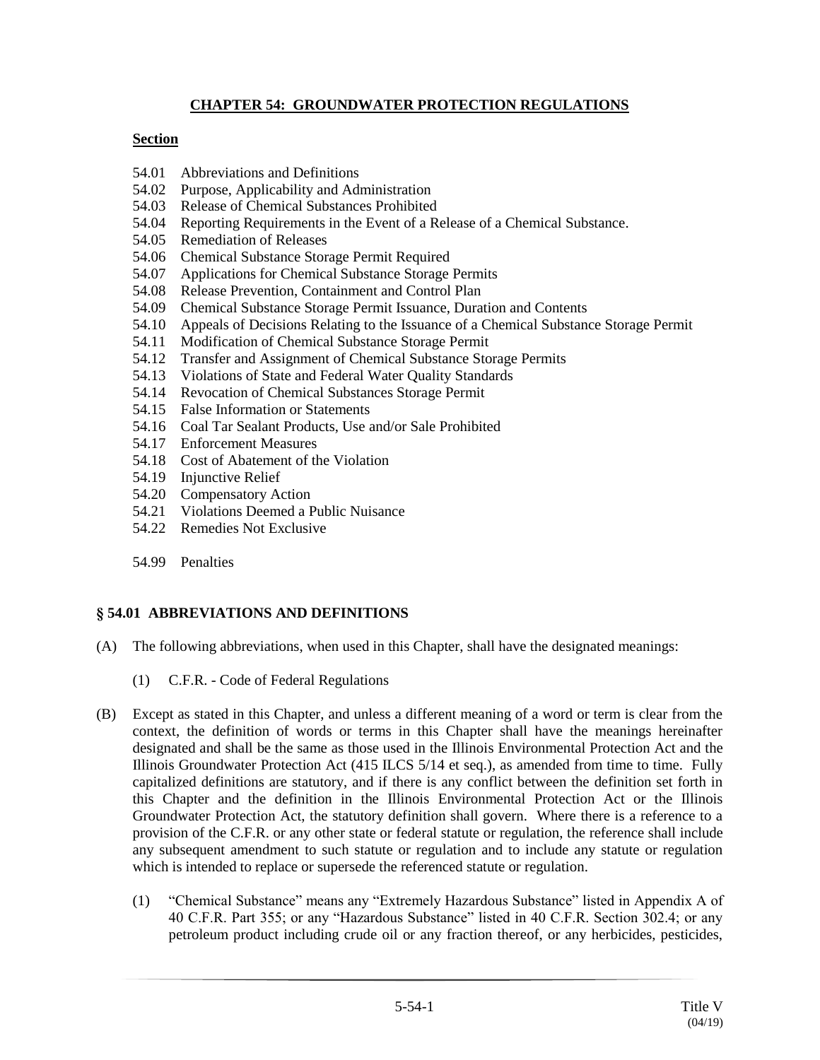# CHAPTER 54: GROUNDWATER PROTECTION REGULATIONS

**Section**

54.01 Abbreviations and Definitions
54.02 Purpose, Applicability and Administration
54.03 Release of Chemical Substances Prohibited
54.04 Reporting Requirements in the Event of a Release of a Chemical Substance.
54.05 Remediation of Releases
54.06 Chemical Substance Storage Permit Required
54.07 Applications for Chemical Substance Storage Permits
54.08 Release Prevention, Containment and Control Plan
54.09 Chemical Substance Storage Permit Issuance, Duration and Contents
54.10 Appeals of Decisions Relating to the Issuance of a Chemical Substance Storage Permit
54.11 Modification of Chemical Substance Storage Permit
54.12 Transfer and Assignment of Chemical Substance Storage Permits
54.13 Violations of State and Federal Water Quality Standards
54.14 Revocation of Chemical Substances Storage Permit
54.15 False Information or Statements
54.16 Coal Tar Sealant Products, Use and/or Sale Prohibited
54.17 Enforcement Measures
54.18 Cost of Abatement of the Violation
54.19 Injunctive Relief
54.20 Compensatory Action
54.21 Violations Deemed a Public Nuisance
54.22 Remedies Not Exclusive

54.99 Penalties

## § 54.01 ABBREVIATIONS AND DEFINITIONS

(A) The following abbreviations, when used in this Chapter, shall have the designated meanings:

(1) C.F.R. - Code of Federal Regulations

(B) Except as stated in this Chapter, and unless a different meaning of a word or term is clear from the context, the definition of words or terms in this Chapter shall have the meanings hereinafter designated and shall be the same as those used in the Illinois Environmental Protection Act and the Illinois Groundwater Protection Act (415 ILCS 5/14 et seq.), as amended from time to time. Fully capitalized definitions are statutory, and if there is any conflict between the definition set forth in this Chapter and the definition in the Illinois Environmental Protection Act or the Illinois Groundwater Protection Act, the statutory definition shall govern. Where there is a reference to a provision of the C.F.R. or any other state or federal statute or regulation, the reference shall include any subsequent amendment to such statute or regulation and to include any statute or regulation which is intended to replace or supersede the referenced statute or regulation.

(1) "Chemical Substance" means any "Extremely Hazardous Substance" listed in Appendix A of 40 C.F.R. Part 355; or any "Hazardous Substance" listed in 40 C.F.R. Section 302.4; or any petroleum product including crude oil or any fraction thereof, or any herbicides, pesticides,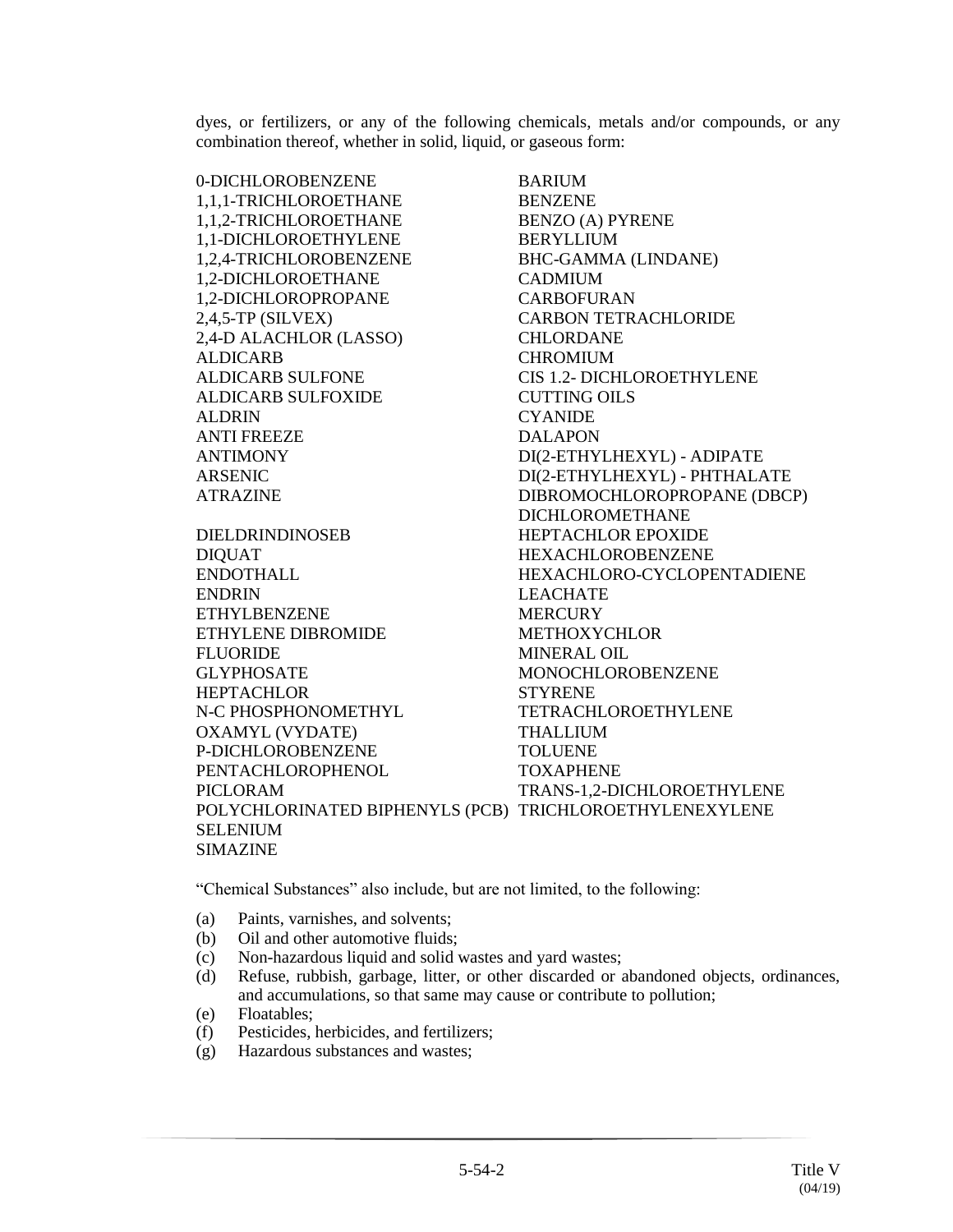dyes, or fertilizers, or any of the following chemicals, metals and/or compounds, or any combination thereof, whether in solid, liquid, or gaseous form:

0-DICHLOROBENZENE
1,1,1-TRICHLOROETHANE
1,1,2-TRICHLOROETHANE
1,1-DICHLOROETHYLENE
1,2,4-TRICHLOROBENZENE
1,2-DICHLOROETHANE
1,2-DICHLOROPROPANE
2,4,5-TP (SILVEX)
2,4-D ALACHLOR (LASSO)
ALDICARB
ALDICARB SULFONE
ALDICARB SULFOXIDE
ALDRIN
ANTI FREEZE
ANTIMONY
ARSENIC
ATRAZINE
BARIUM
BENZENE
BENZO (A) PYRENE
BERYLLIUM
BHC-GAMMA (LINDANE)
CADMIUM
CARBOFURAN
CARBON TETRACHLORIDE
CHLORDANE
CHROMIUM
CIS 1.2- DICHLOROETHYLENE
CUTTING OILS
CYANIDE
DALAPON
DI(2-ETHYLHEXYL) - ADIPATE
DI(2-ETHYLHEXYL) - PHTHALATE
DIBROMOCHLOROPROPANE (DBCP)
DICHLOROMETHANE

DIELDRINDINOSEB
DIQUAT
ENDOTHALL
ENDRIN
ETHYLBENZENE
ETHYLENE DIBROMIDE
FLUORIDE
GLYPHOSATE
HEPTACHLOR
N-C PHOSPHONOMETHYL
OXAMYL (VYDATE)
P-DICHLOROBENZENE
PENTACHLOROPHENOL
PICLORAM
POLYCHLORINATED BIPHENYLS (PCB)
SELENIUM
SIMAZINE
HEPTACHLOR EPOXIDE
HEXACHLOROBENZENE
HEXACHLORO-CYCLOPENTADIENE
LEACHATE
MERCURY
METHOXYCHLOR
MINERAL OIL
MONOCHLOROBENZENE
STYRENE
TETRACHLOROETHYLENE
THALLIUM
TOLUENE
TOXAPHENE
TRANS-1,2-DICHLOROETHYLENE
TRICHLOROETHYLENEXYLENE

"Chemical Substances" also include, but are not limited, to the following:

(a) Paints, varnishes, and solvents;
(b) Oil and other automotive fluids;
(c) Non-hazardous liquid and solid wastes and yard wastes;
(d) Refuse, rubbish, garbage, litter, or other discarded or abandoned objects, ordinances, and accumulations, so that same may cause or contribute to pollution;
(e) Floatables;
(f) Pesticides, herbicides, and fertilizers;
(g) Hazardous substances and wastes;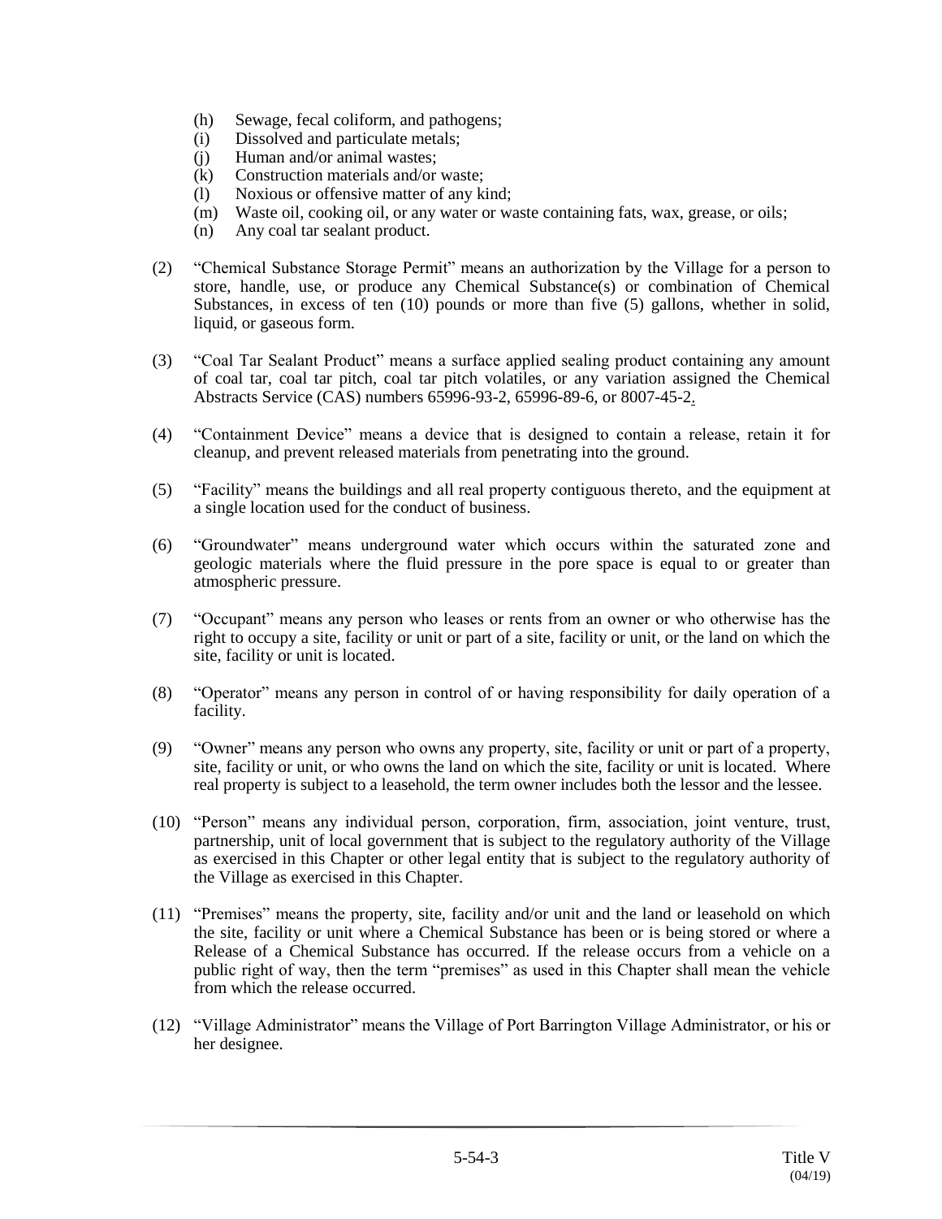(h) Sewage, fecal coliform, and pathogens;
(i) Dissolved and particulate metals;
(j) Human and/or animal wastes;
(k) Construction materials and/or waste;
(l) Noxious or offensive matter of any kind;
(m) Waste oil, cooking oil, or any water or waste containing fats, wax, grease, or oils;
(n) Any coal tar sealant product.

(2) "Chemical Substance Storage Permit" means an authorization by the Village for a person to store, handle, use, or produce any Chemical Substance(s) or combination of Chemical Substances, in excess of ten (10) pounds or more than five (5) gallons, whether in solid, liquid, or gaseous form.

(3) "Coal Tar Sealant Product" means a surface applied sealing product containing any amount of coal tar, coal tar pitch, coal tar pitch volatiles, or any variation assigned the Chemical Abstracts Service (CAS) numbers 65996-93-2, 65996-89-6, or 8007-45-2.

(4) "Containment Device" means a device that is designed to contain a release, retain it for cleanup, and prevent released materials from penetrating into the ground.

(5) "Facility" means the buildings and all real property contiguous thereto, and the equipment at a single location used for the conduct of business.

(6) "Groundwater" means underground water which occurs within the saturated zone and geologic materials where the fluid pressure in the pore space is equal to or greater than atmospheric pressure.

(7) "Occupant" means any person who leases or rents from an owner or who otherwise has the right to occupy a site, facility or unit or part of a site, facility or unit, or the land on which the site, facility or unit is located.

(8) "Operator" means any person in control of or having responsibility for daily operation of a facility.

(9) "Owner" means any person who owns any property, site, facility or unit or part of a property, site, facility or unit, or who owns the land on which the site, facility or unit is located. Where real property is subject to a leasehold, the term owner includes both the lessor and the lessee.

(10) "Person" means any individual person, corporation, firm, association, joint venture, trust, partnership, unit of local government that is subject to the regulatory authority of the Village as exercised in this Chapter or other legal entity that is subject to the regulatory authority of the Village as exercised in this Chapter.

(11) "Premises" means the property, site, facility and/or unit and the land or leasehold on which the site, facility or unit where a Chemical Substance has been or is being stored or where a Release of a Chemical Substance has occurred. If the release occurs from a vehicle on a public right of way, then the term "premises" as used in this Chapter shall mean the vehicle from which the release occurred.

(12) "Village Administrator" means the Village of Port Barrington Village Administrator, or his or her designee.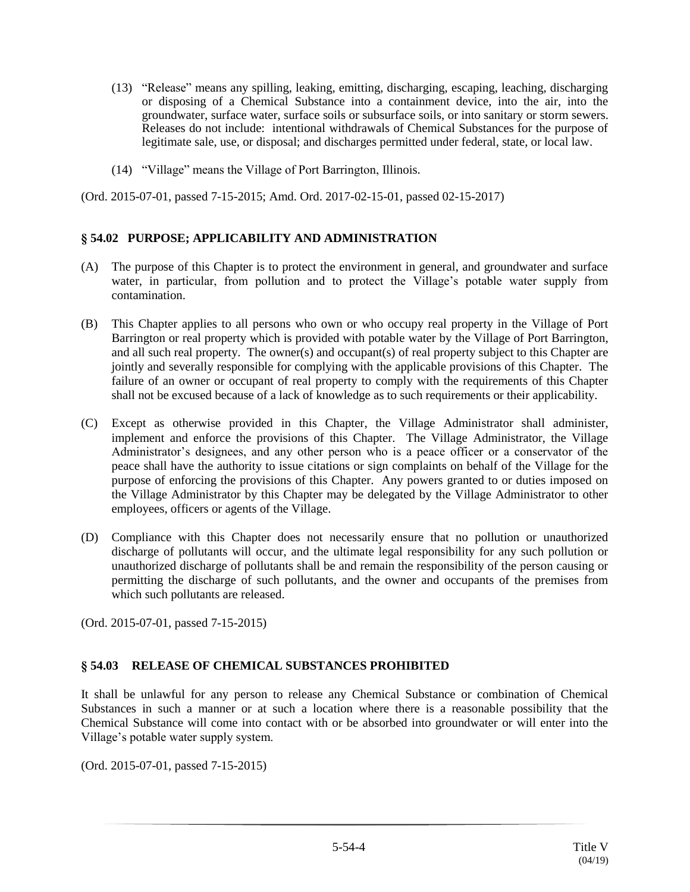(13) "Release" means any spilling, leaking, emitting, discharging, escaping, leaching, discharging or disposing of a Chemical Substance into a containment device, into the air, into the groundwater, surface water, surface soils or subsurface soils, or into sanitary or storm sewers. Releases do not include: intentional withdrawals of Chemical Substances for the purpose of legitimate sale, use, or disposal; and discharges permitted under federal, state, or local law.

(14) "Village" means the Village of Port Barrington, Illinois.

(Ord. 2015-07-01, passed 7-15-2015; Amd. Ord. 2017-02-15-01, passed 02-15-2017)

### § 54.02 PURPOSE; APPLICABILITY AND ADMINISTRATION

(A) The purpose of this Chapter is to protect the environment in general, and groundwater and surface water, in particular, from pollution and to protect the Village's potable water supply from contamination.

(B) This Chapter applies to all persons who own or who occupy real property in the Village of Port Barrington or real property which is provided with potable water by the Village of Port Barrington, and all such real property. The owner(s) and occupant(s) of real property subject to this Chapter are jointly and severally responsible for complying with the applicable provisions of this Chapter. The failure of an owner or occupant of real property to comply with the requirements of this Chapter shall not be excused because of a lack of knowledge as to such requirements or their applicability.

(C) Except as otherwise provided in this Chapter, the Village Administrator shall administer, implement and enforce the provisions of this Chapter. The Village Administrator, the Village Administrator's designees, and any other person who is a peace officer or a conservator of the peace shall have the authority to issue citations or sign complaints on behalf of the Village for the purpose of enforcing the provisions of this Chapter. Any powers granted to or duties imposed on the Village Administrator by this Chapter may be delegated by the Village Administrator to other employees, officers or agents of the Village.

(D) Compliance with this Chapter does not necessarily ensure that no pollution or unauthorized discharge of pollutants will occur, and the ultimate legal responsibility for any such pollution or unauthorized discharge of pollutants shall be and remain the responsibility of the person causing or permitting the discharge of such pollutants, and the owner and occupants of the premises from which such pollutants are released.

(Ord. 2015-07-01, passed 7-15-2015)

### § 54.03 RELEASE OF CHEMICAL SUBSTANCES PROHIBITED

It shall be unlawful for any person to release any Chemical Substance or combination of Chemical Substances in such a manner or at such a location where there is a reasonable possibility that the Chemical Substance will come into contact with or be absorbed into groundwater or will enter into the Village's potable water supply system.

(Ord. 2015-07-01, passed 7-15-2015)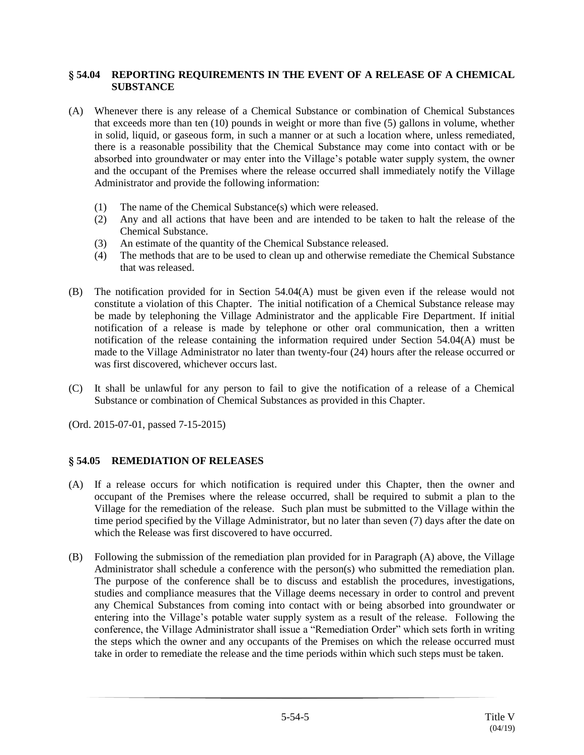## § 54.04 REPORTING REQUIREMENTS IN THE EVENT OF A RELEASE OF A CHEMICAL SUBSTANCE

(A) Whenever there is any release of a Chemical Substance or combination of Chemical Substances that exceeds more than ten (10) pounds in weight or more than five (5) gallons in volume, whether in solid, liquid, or gaseous form, in such a manner or at such a location where, unless remediated, there is a reasonable possibility that the Chemical Substance may come into contact with or be absorbed into groundwater or may enter into the Village's potable water supply system, the owner and the occupant of the Premises where the release occurred shall immediately notify the Village Administrator and provide the following information:

(1) The name of the Chemical Substance(s) which were released.
(2) Any and all actions that have been and are intended to be taken to halt the release of the Chemical Substance.
(3) An estimate of the quantity of the Chemical Substance released.
(4) The methods that are to be used to clean up and otherwise remediate the Chemical Substance that was released.

(B) The notification provided for in Section 54.04(A) must be given even if the release would not constitute a violation of this Chapter. The initial notification of a Chemical Substance release may be made by telephoning the Village Administrator and the applicable Fire Department. If initial notification of a release is made by telephone or other oral communication, then a written notification of the release containing the information required under Section 54.04(A) must be made to the Village Administrator no later than twenty-four (24) hours after the release occurred or was first discovered, whichever occurs last.

(C) It shall be unlawful for any person to fail to give the notification of a release of a Chemical Substance or combination of Chemical Substances as provided in this Chapter.

(Ord. 2015-07-01, passed 7-15-2015)

## § 54.05 REMEDIATION OF RELEASES

(A) If a release occurs for which notification is required under this Chapter, then the owner and occupant of the Premises where the release occurred, shall be required to submit a plan to the Village for the remediation of the release. Such plan must be submitted to the Village within the time period specified by the Village Administrator, but no later than seven (7) days after the date on which the Release was first discovered to have occurred.

(B) Following the submission of the remediation plan provided for in Paragraph (A) above, the Village Administrator shall schedule a conference with the person(s) who submitted the remediation plan. The purpose of the conference shall be to discuss and establish the procedures, investigations, studies and compliance measures that the Village deems necessary in order to control and prevent any Chemical Substances from coming into contact with or being absorbed into groundwater or entering into the Village's potable water supply system as a result of the release. Following the conference, the Village Administrator shall issue a "Remediation Order" which sets forth in writing the steps which the owner and any occupants of the Premises on which the release occurred must take in order to remediate the release and the time periods within which such steps must be taken.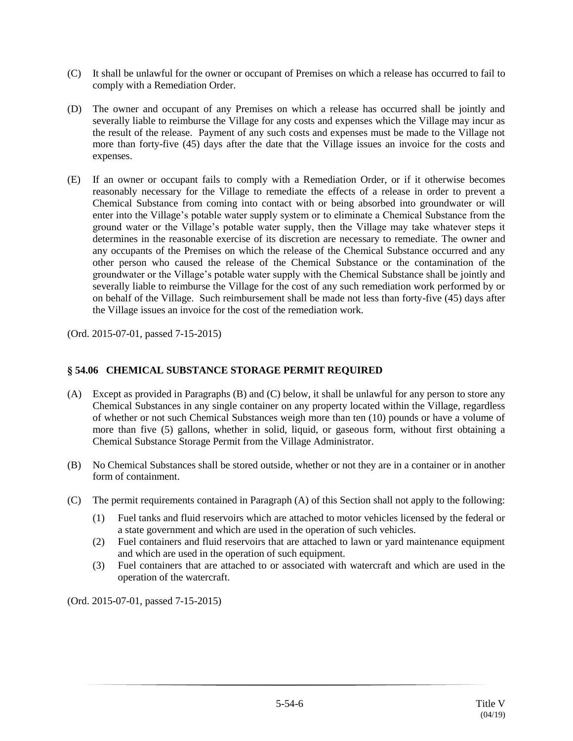(C) It shall be unlawful for the owner or occupant of Premises on which a release has occurred to fail to comply with a Remediation Order.

(D) The owner and occupant of any Premises on which a release has occurred shall be jointly and severally liable to reimburse the Village for any costs and expenses which the Village may incur as the result of the release. Payment of any such costs and expenses must be made to the Village not more than forty-five (45) days after the date that the Village issues an invoice for the costs and expenses.

(E) If an owner or occupant fails to comply with a Remediation Order, or if it otherwise becomes reasonably necessary for the Village to remediate the effects of a release in order to prevent a Chemical Substance from coming into contact with or being absorbed into groundwater or will enter into the Village's potable water supply system or to eliminate a Chemical Substance from the ground water or the Village's potable water supply, then the Village may take whatever steps it determines in the reasonable exercise of its discretion are necessary to remediate. The owner and any occupants of the Premises on which the release of the Chemical Substance occurred and any other person who caused the release of the Chemical Substance or the contamination of the groundwater or the Village's potable water supply with the Chemical Substance shall be jointly and severally liable to reimburse the Village for the cost of any such remediation work performed by or on behalf of the Village. Such reimbursement shall be made not less than forty-five (45) days after the Village issues an invoice for the cost of the remediation work.

(Ord. 2015-07-01, passed 7-15-2015)

### § 54.06 CHEMICAL SUBSTANCE STORAGE PERMIT REQUIRED

(A) Except as provided in Paragraphs (B) and (C) below, it shall be unlawful for any person to store any Chemical Substances in any single container on any property located within the Village, regardless of whether or not such Chemical Substances weigh more than ten (10) pounds or have a volume of more than five (5) gallons, whether in solid, liquid, or gaseous form, without first obtaining a Chemical Substance Storage Permit from the Village Administrator.

(B) No Chemical Substances shall be stored outside, whether or not they are in a container or in another form of containment.

(C) The permit requirements contained in Paragraph (A) of this Section shall not apply to the following:

   (1) Fuel tanks and fluid reservoirs which are attached to motor vehicles licensed by the federal or a state government and which are used in the operation of such vehicles.
   (2) Fuel containers and fluid reservoirs that are attached to lawn or yard maintenance equipment and which are used in the operation of such equipment.
   (3) Fuel containers that are attached to or associated with watercraft and which are used in the operation of the watercraft.

(Ord. 2015-07-01, passed 7-15-2015)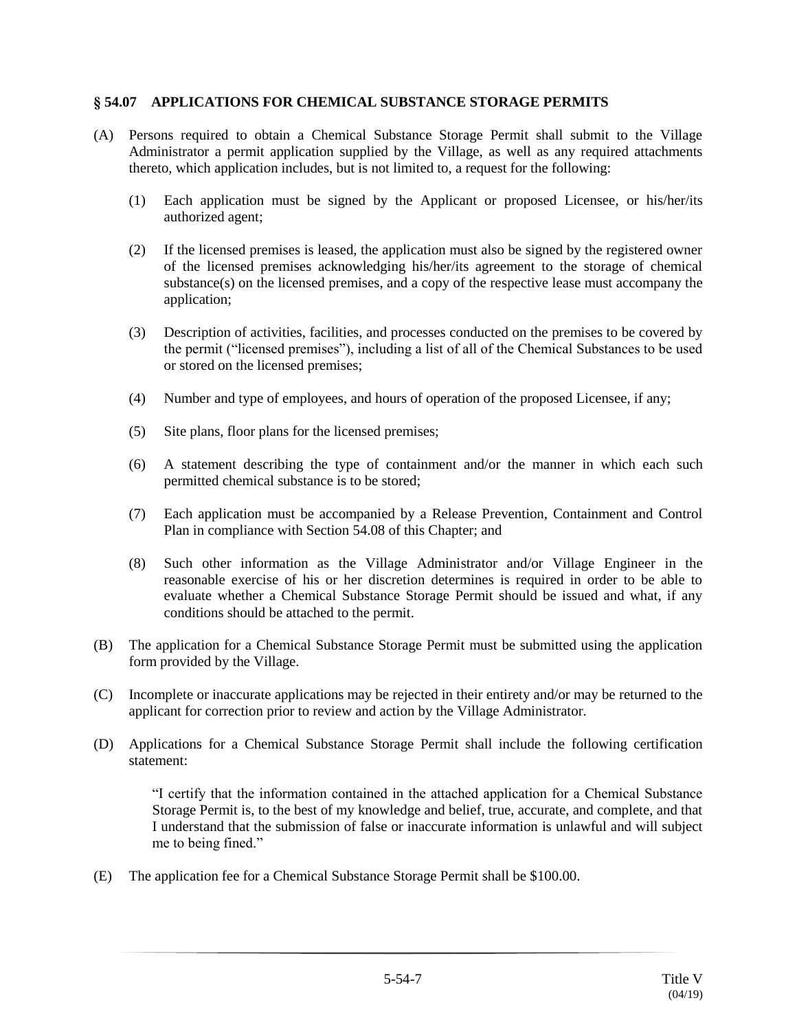## § 54.07 APPLICATIONS FOR CHEMICAL SUBSTANCE STORAGE PERMITS

(A) Persons required to obtain a Chemical Substance Storage Permit shall submit to the Village Administrator a permit application supplied by the Village, as well as any required attachments thereto, which application includes, but is not limited to, a request for the following:

(1) Each application must be signed by the Applicant or proposed Licensee, or his/her/its authorized agent;

(2) If the licensed premises is leased, the application must also be signed by the registered owner of the licensed premises acknowledging his/her/its agreement to the storage of chemical substance(s) on the licensed premises, and a copy of the respective lease must accompany the application;

(3) Description of activities, facilities, and processes conducted on the premises to be covered by the permit ("licensed premises"), including a list of all of the Chemical Substances to be used or stored on the licensed premises;

(4) Number and type of employees, and hours of operation of the proposed Licensee, if any;

(5) Site plans, floor plans for the licensed premises;

(6) A statement describing the type of containment and/or the manner in which each such permitted chemical substance is to be stored;

(7) Each application must be accompanied by a Release Prevention, Containment and Control Plan in compliance with Section 54.08 of this Chapter; and

(8) Such other information as the Village Administrator and/or Village Engineer in the reasonable exercise of his or her discretion determines is required in order to be able to evaluate whether a Chemical Substance Storage Permit should be issued and what, if any conditions should be attached to the permit.

(B) The application for a Chemical Substance Storage Permit must be submitted using the application form provided by the Village.

(C) Incomplete or inaccurate applications may be rejected in their entirety and/or may be returned to the applicant for correction prior to review and action by the Village Administrator.

(D) Applications for a Chemical Substance Storage Permit shall include the following certification statement:

> "I certify that the information contained in the attached application for a Chemical Substance Storage Permit is, to the best of my knowledge and belief, true, accurate, and complete, and that I understand that the submission of false or inaccurate information is unlawful and will subject me to being fined."

(E) The application fee for a Chemical Substance Storage Permit shall be $100.00.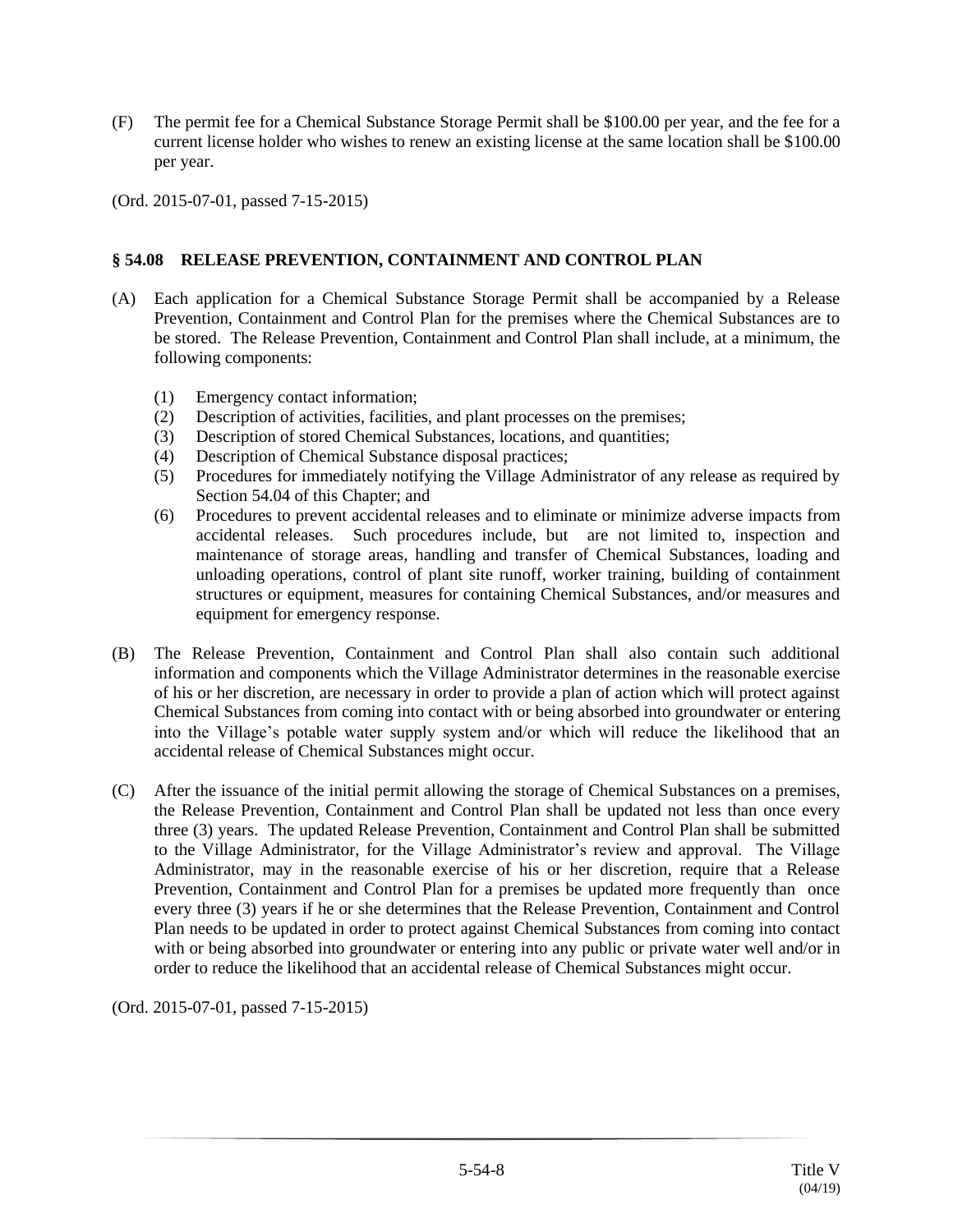(F) The permit fee for a Chemical Substance Storage Permit shall be $100.00 per year, and the fee for a current license holder who wishes to renew an existing license at the same location shall be $100.00 per year.

(Ord. 2015-07-01, passed 7-15-2015)

## § 54.08 RELEASE PREVENTION, CONTAINMENT AND CONTROL PLAN

(A) Each application for a Chemical Substance Storage Permit shall be accompanied by a Release Prevention, Containment and Control Plan for the premises where the Chemical Substances are to be stored. The Release Prevention, Containment and Control Plan shall include, at a minimum, the following components:

  (1) Emergency contact information;
  (2) Description of activities, facilities, and plant processes on the premises;
  (3) Description of stored Chemical Substances, locations, and quantities;
  (4) Description of Chemical Substance disposal practices;
  (5) Procedures for immediately notifying the Village Administrator of any release as required by Section 54.04 of this Chapter; and
  (6) Procedures to prevent accidental releases and to eliminate or minimize adverse impacts from accidental releases. Such procedures include, but are not limited to, inspection and maintenance of storage areas, handling and transfer of Chemical Substances, loading and unloading operations, control of plant site runoff, worker training, building of containment structures or equipment, measures for containing Chemical Substances, and/or measures and equipment for emergency response.

(B) The Release Prevention, Containment and Control Plan shall also contain such additional information and components which the Village Administrator determines in the reasonable exercise of his or her discretion, are necessary in order to provide a plan of action which will protect against Chemical Substances from coming into contact with or being absorbed into groundwater or entering into the Village's potable water supply system and/or which will reduce the likelihood that an accidental release of Chemical Substances might occur.

(C) After the issuance of the initial permit allowing the storage of Chemical Substances on a premises, the Release Prevention, Containment and Control Plan shall be updated not less than once every three (3) years. The updated Release Prevention, Containment and Control Plan shall be submitted to the Village Administrator, for the Village Administrator's review and approval. The Village Administrator, may in the reasonable exercise of his or her discretion, require that a Release Prevention, Containment and Control Plan for a premises be updated more frequently than once every three (3) years if he or she determines that the Release Prevention, Containment and Control Plan needs to be updated in order to protect against Chemical Substances from coming into contact with or being absorbed into groundwater or entering into any public or private water well and/or in order to reduce the likelihood that an accidental release of Chemical Substances might occur.

(Ord. 2015-07-01, passed 7-15-2015)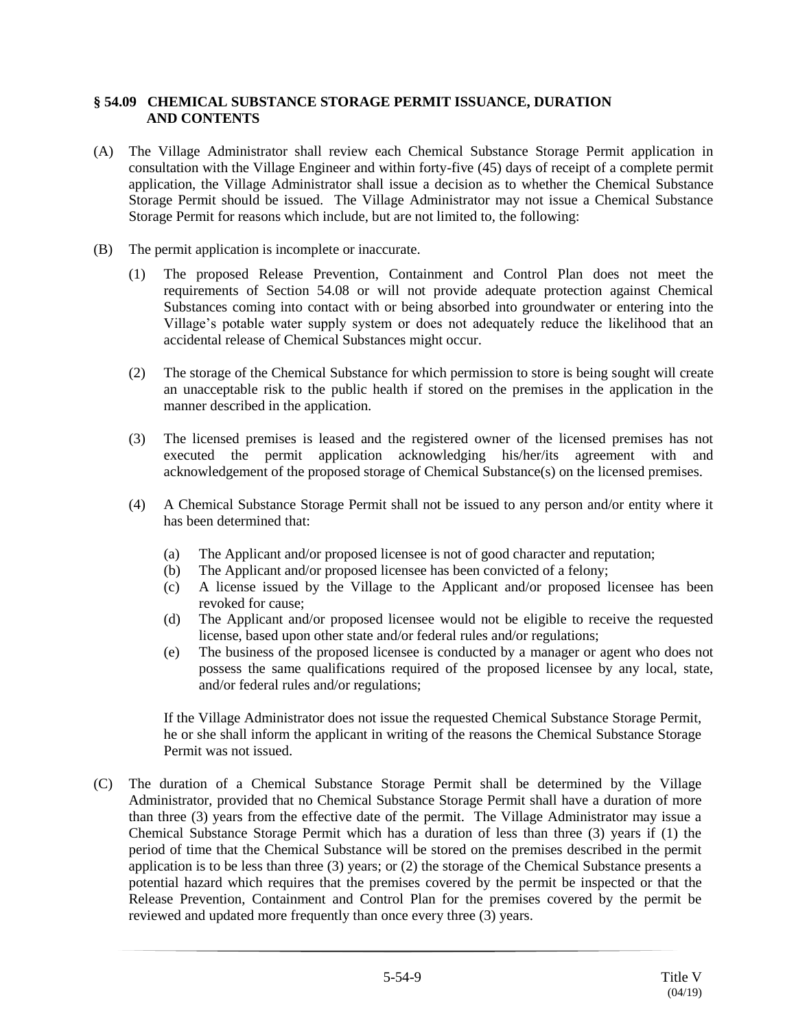### § 54.09 CHEMICAL SUBSTANCE STORAGE PERMIT ISSUANCE, DURATION AND CONTENTS

(A) The Village Administrator shall review each Chemical Substance Storage Permit application in consultation with the Village Engineer and within forty-five (45) days of receipt of a complete permit application, the Village Administrator shall issue a decision as to whether the Chemical Substance Storage Permit should be issued. The Village Administrator may not issue a Chemical Substance Storage Permit for reasons which include, but are not limited to, the following:

(B) The permit application is incomplete or inaccurate.

(1) The proposed Release Prevention, Containment and Control Plan does not meet the requirements of Section 54.08 or will not provide adequate protection against Chemical Substances coming into contact with or being absorbed into groundwater or entering into the Village's potable water supply system or does not adequately reduce the likelihood that an accidental release of Chemical Substances might occur.

(2) The storage of the Chemical Substance for which permission to store is being sought will create an unacceptable risk to the public health if stored on the premises in the application in the manner described in the application.

(3) The licensed premises is leased and the registered owner of the licensed premises has not executed the permit application acknowledging his/her/its agreement with and acknowledgement of the proposed storage of Chemical Substance(s) on the licensed premises.

(4) A Chemical Substance Storage Permit shall not be issued to any person and/or entity where it has been determined that:

(a) The Applicant and/or proposed licensee is not of good character and reputation;
(b) The Applicant and/or proposed licensee has been convicted of a felony;
(c) A license issued by the Village to the Applicant and/or proposed licensee has been revoked for cause;
(d) The Applicant and/or proposed licensee would not be eligible to receive the requested license, based upon other state and/or federal rules and/or regulations;
(e) The business of the proposed licensee is conducted by a manager or agent who does not possess the same qualifications required of the proposed licensee by any local, state, and/or federal rules and/or regulations;

If the Village Administrator does not issue the requested Chemical Substance Storage Permit, he or she shall inform the applicant in writing of the reasons the Chemical Substance Storage Permit was not issued.

(C) The duration of a Chemical Substance Storage Permit shall be determined by the Village Administrator, provided that no Chemical Substance Storage Permit shall have a duration of more than three (3) years from the effective date of the permit. The Village Administrator may issue a Chemical Substance Storage Permit which has a duration of less than three (3) years if (1) the period of time that the Chemical Substance will be stored on the premises described in the permit application is to be less than three (3) years; or (2) the storage of the Chemical Substance presents a potential hazard which requires that the premises covered by the permit be inspected or that the Release Prevention, Containment and Control Plan for the premises covered by the permit be reviewed and updated more frequently than once every three (3) years.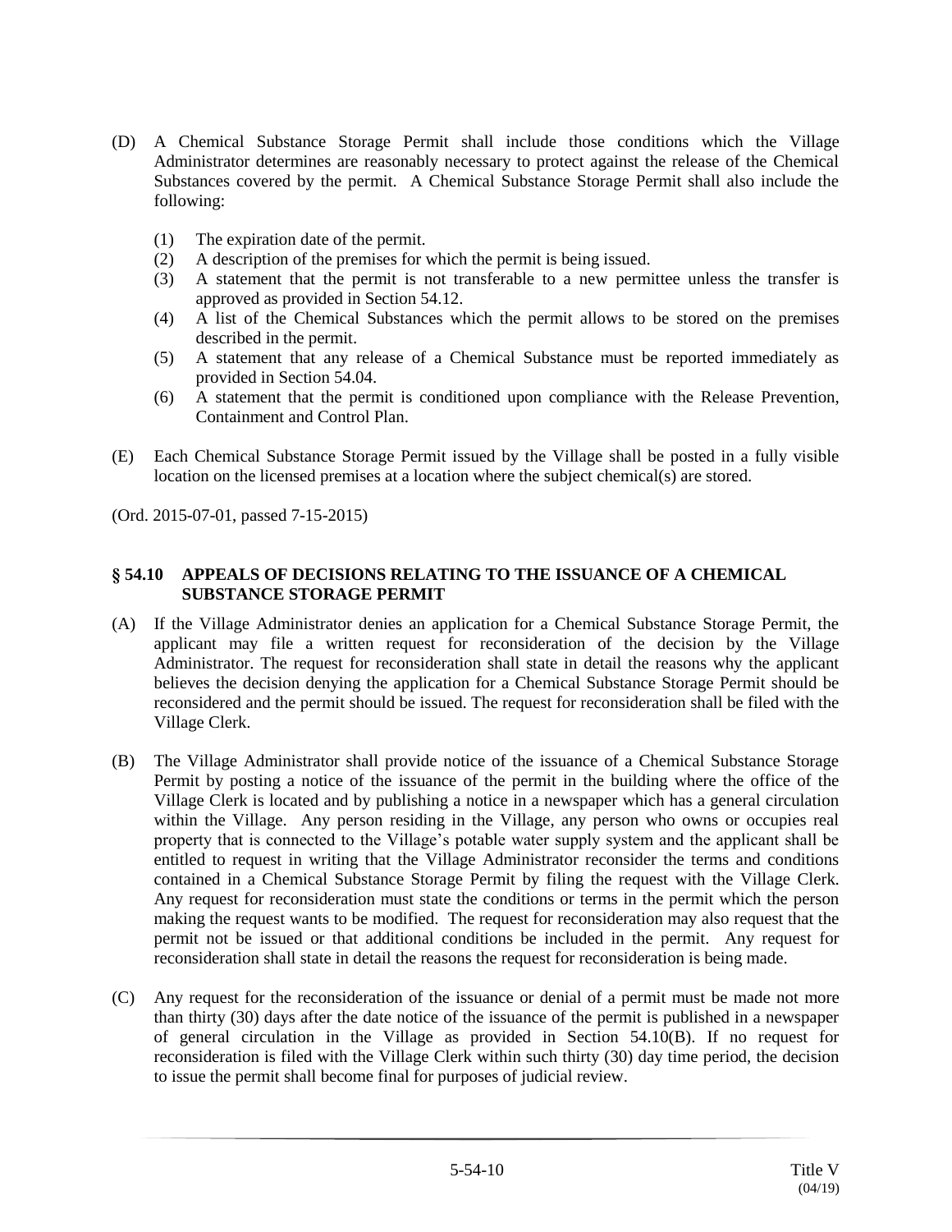(D) A Chemical Substance Storage Permit shall include those conditions which the Village Administrator determines are reasonably necessary to protect against the release of the Chemical Substances covered by the permit. A Chemical Substance Storage Permit shall also include the following:

   (1) The expiration date of the permit.
   (2) A description of the premises for which the permit is being issued.
   (3) A statement that the permit is not transferable to a new permittee unless the transfer is approved as provided in Section 54.12.
   (4) A list of the Chemical Substances which the permit allows to be stored on the premises described in the permit.
   (5) A statement that any release of a Chemical Substance must be reported immediately as provided in Section 54.04.
   (6) A statement that the permit is conditioned upon compliance with the Release Prevention, Containment and Control Plan.

(E) Each Chemical Substance Storage Permit issued by the Village shall be posted in a fully visible location on the licensed premises at a location where the subject chemical(s) are stored.

(Ord. 2015-07-01, passed 7-15-2015)

### § 54.10 APPEALS OF DECISIONS RELATING TO THE ISSUANCE OF A CHEMICAL SUBSTANCE STORAGE PERMIT

(A) If the Village Administrator denies an application for a Chemical Substance Storage Permit, the applicant may file a written request for reconsideration of the decision by the Village Administrator. The request for reconsideration shall state in detail the reasons why the applicant believes the decision denying the application for a Chemical Substance Storage Permit should be reconsidered and the permit should be issued. The request for reconsideration shall be filed with the Village Clerk.

(B) The Village Administrator shall provide notice of the issuance of a Chemical Substance Storage Permit by posting a notice of the issuance of the permit in the building where the office of the Village Clerk is located and by publishing a notice in a newspaper which has a general circulation within the Village. Any person residing in the Village, any person who owns or occupies real property that is connected to the Village's potable water supply system and the applicant shall be entitled to request in writing that the Village Administrator reconsider the terms and conditions contained in a Chemical Substance Storage Permit by filing the request with the Village Clerk. Any request for reconsideration must state the conditions or terms in the permit which the person making the request wants to be modified. The request for reconsideration may also request that the permit not be issued or that additional conditions be included in the permit. Any request for reconsideration shall state in detail the reasons the request for reconsideration is being made.

(C) Any request for the reconsideration of the issuance or denial of a permit must be made not more than thirty (30) days after the date notice of the issuance of the permit is published in a newspaper of general circulation in the Village as provided in Section 54.10(B). If no request for reconsideration is filed with the Village Clerk within such thirty (30) day time period, the decision to issue the permit shall become final for purposes of judicial review.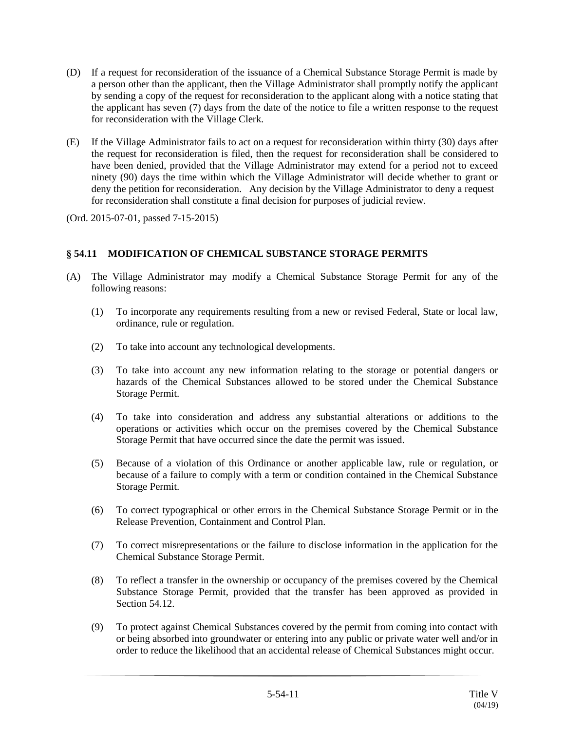(D) If a request for reconsideration of the issuance of a Chemical Substance Storage Permit is made by a person other than the applicant, then the Village Administrator shall promptly notify the applicant by sending a copy of the request for reconsideration to the applicant along with a notice stating that the applicant has seven (7) days from the date of the notice to file a written response to the request for reconsideration with the Village Clerk.

(E) If the Village Administrator fails to act on a request for reconsideration within thirty (30) days after the request for reconsideration is filed, then the request for reconsideration shall be considered to have been denied, provided that the Village Administrator may extend for a period not to exceed ninety (90) days the time within which the Village Administrator will decide whether to grant or deny the petition for reconsideration. Any decision by the Village Administrator to deny a request for reconsideration shall constitute a final decision for purposes of judicial review.

(Ord. 2015-07-01, passed 7-15-2015)

### § 54.11 MODIFICATION OF CHEMICAL SUBSTANCE STORAGE PERMITS

(A) The Village Administrator may modify a Chemical Substance Storage Permit for any of the following reasons:

(1) To incorporate any requirements resulting from a new or revised Federal, State or local law, ordinance, rule or regulation.

(2) To take into account any technological developments.

(3) To take into account any new information relating to the storage or potential dangers or hazards of the Chemical Substances allowed to be stored under the Chemical Substance Storage Permit.

(4) To take into consideration and address any substantial alterations or additions to the operations or activities which occur on the premises covered by the Chemical Substance Storage Permit that have occurred since the date the permit was issued.

(5) Because of a violation of this Ordinance or another applicable law, rule or regulation, or because of a failure to comply with a term or condition contained in the Chemical Substance Storage Permit.

(6) To correct typographical or other errors in the Chemical Substance Storage Permit or in the Release Prevention, Containment and Control Plan.

(7) To correct misrepresentations or the failure to disclose information in the application for the Chemical Substance Storage Permit.

(8) To reflect a transfer in the ownership or occupancy of the premises covered by the Chemical Substance Storage Permit, provided that the transfer has been approved as provided in Section 54.12.

(9) To protect against Chemical Substances covered by the permit from coming into contact with or being absorbed into groundwater or entering into any public or private water well and/or in order to reduce the likelihood that an accidental release of Chemical Substances might occur.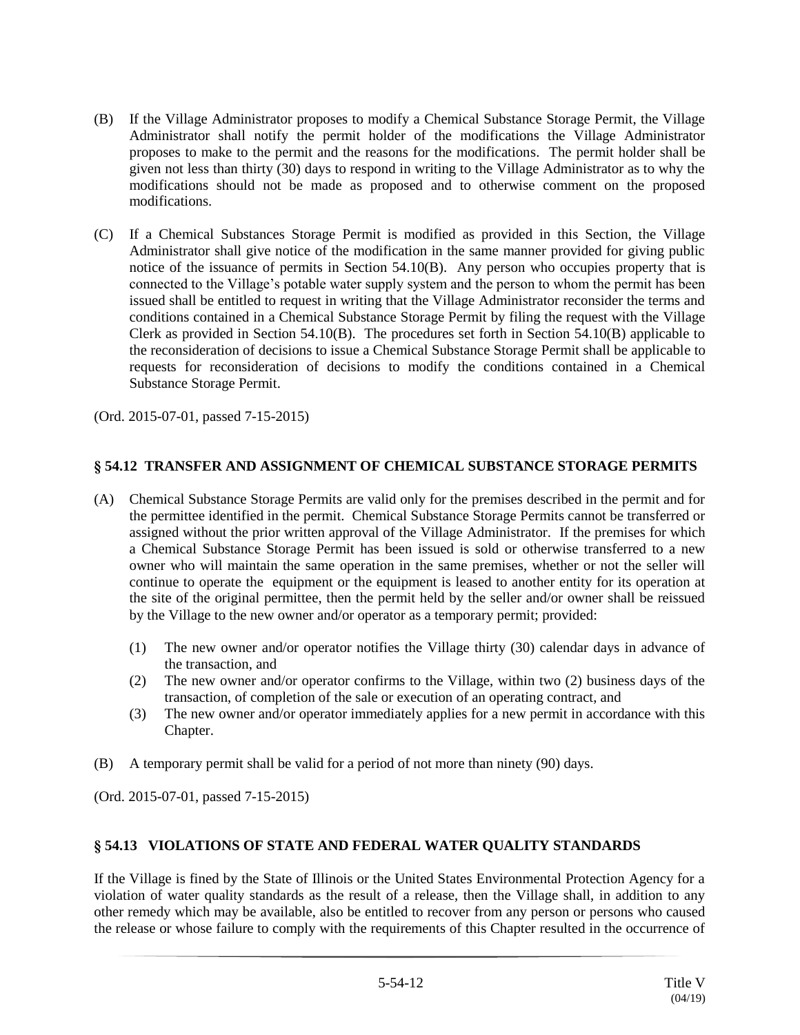(B) If the Village Administrator proposes to modify a Chemical Substance Storage Permit, the Village Administrator shall notify the permit holder of the modifications the Village Administrator proposes to make to the permit and the reasons for the modifications. The permit holder shall be given not less than thirty (30) days to respond in writing to the Village Administrator as to why the modifications should not be made as proposed and to otherwise comment on the proposed modifications.

(C) If a Chemical Substances Storage Permit is modified as provided in this Section, the Village Administrator shall give notice of the modification in the same manner provided for giving public notice of the issuance of permits in Section 54.10(B). Any person who occupies property that is connected to the Village's potable water supply system and the person to whom the permit has been issued shall be entitled to request in writing that the Village Administrator reconsider the terms and conditions contained in a Chemical Substance Storage Permit by filing the request with the Village Clerk as provided in Section 54.10(B). The procedures set forth in Section 54.10(B) applicable to the reconsideration of decisions to issue a Chemical Substance Storage Permit shall be applicable to requests for reconsideration of decisions to modify the conditions contained in a Chemical Substance Storage Permit.

(Ord. 2015-07-01, passed 7-15-2015)

### § 54.12 TRANSFER AND ASSIGNMENT OF CHEMICAL SUBSTANCE STORAGE PERMITS

(A) Chemical Substance Storage Permits are valid only for the premises described in the permit and for the permittee identified in the permit. Chemical Substance Storage Permits cannot be transferred or assigned without the prior written approval of the Village Administrator. If the premises for which a Chemical Substance Storage Permit has been issued is sold or otherwise transferred to a new owner who will maintain the same operation in the same premises, whether or not the seller will continue to operate the equipment or the equipment is leased to another entity for its operation at the site of the original permittee, then the permit held by the seller and/or owner shall be reissued by the Village to the new owner and/or operator as a temporary permit; provided:

   (1) The new owner and/or operator notifies the Village thirty (30) calendar days in advance of the transaction, and
   (2) The new owner and/or operator confirms to the Village, within two (2) business days of the transaction, of completion of the sale or execution of an operating contract, and
   (3) The new owner and/or operator immediately applies for a new permit in accordance with this Chapter.

(B) A temporary permit shall be valid for a period of not more than ninety (90) days.

(Ord. 2015-07-01, passed 7-15-2015)

### § 54.13 VIOLATIONS OF STATE AND FEDERAL WATER QUALITY STANDARDS

If the Village is fined by the State of Illinois or the United States Environmental Protection Agency for a violation of water quality standards as the result of a release, then the Village shall, in addition to any other remedy which may be available, also be entitled to recover from any person or persons who caused the release or whose failure to comply with the requirements of this Chapter resulted in the occurrence of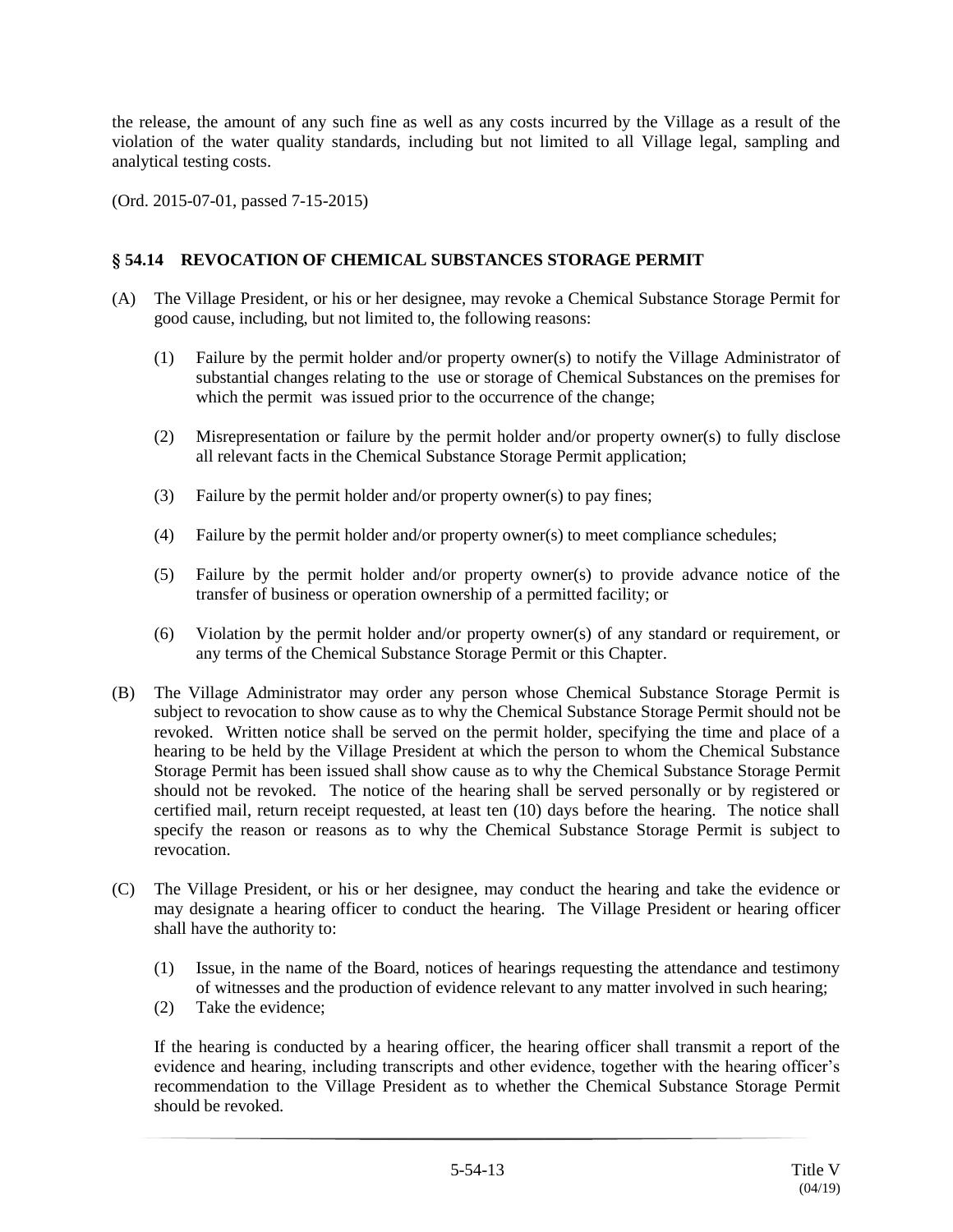the release, the amount of any such fine as well as any costs incurred by the Village as a result of the violation of the water quality standards, including but not limited to all Village legal, sampling and analytical testing costs.

(Ord. 2015-07-01, passed 7-15-2015)

## § 54.14 REVOCATION OF CHEMICAL SUBSTANCES STORAGE PERMIT

(A) The Village President, or his or her designee, may revoke a Chemical Substance Storage Permit for good cause, including, but not limited to, the following reasons:

(1) Failure by the permit holder and/or property owner(s) to notify the Village Administrator of substantial changes relating to the use or storage of Chemical Substances on the premises for which the permit was issued prior to the occurrence of the change;

(2) Misrepresentation or failure by the permit holder and/or property owner(s) to fully disclose all relevant facts in the Chemical Substance Storage Permit application;

(3) Failure by the permit holder and/or property owner(s) to pay fines;

(4) Failure by the permit holder and/or property owner(s) to meet compliance schedules;

(5) Failure by the permit holder and/or property owner(s) to provide advance notice of the transfer of business or operation ownership of a permitted facility; or

(6) Violation by the permit holder and/or property owner(s) of any standard or requirement, or any terms of the Chemical Substance Storage Permit or this Chapter.

(B) The Village Administrator may order any person whose Chemical Substance Storage Permit is subject to revocation to show cause as to why the Chemical Substance Storage Permit should not be revoked. Written notice shall be served on the permit holder, specifying the time and place of a hearing to be held by the Village President at which the person to whom the Chemical Substance Storage Permit has been issued shall show cause as to why the Chemical Substance Storage Permit should not be revoked. The notice of the hearing shall be served personally or by registered or certified mail, return receipt requested, at least ten (10) days before the hearing. The notice shall specify the reason or reasons as to why the Chemical Substance Storage Permit is subject to revocation.

(C) The Village President, or his or her designee, may conduct the hearing and take the evidence or may designate a hearing officer to conduct the hearing. The Village President or hearing officer shall have the authority to:

(1) Issue, in the name of the Board, notices of hearings requesting the attendance and testimony of witnesses and the production of evidence relevant to any matter involved in such hearing;

(2) Take the evidence;

If the hearing is conducted by a hearing officer, the hearing officer shall transmit a report of the evidence and hearing, including transcripts and other evidence, together with the hearing officer's recommendation to the Village President as to whether the Chemical Substance Storage Permit should be revoked.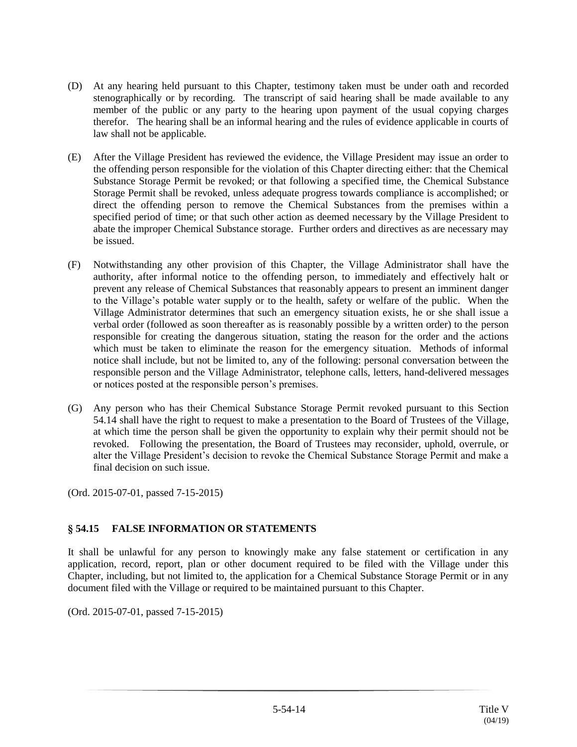(D) At any hearing held pursuant to this Chapter, testimony taken must be under oath and recorded stenographically or by recording. The transcript of said hearing shall be made available to any member of the public or any party to the hearing upon payment of the usual copying charges therefor. The hearing shall be an informal hearing and the rules of evidence applicable in courts of law shall not be applicable.

(E) After the Village President has reviewed the evidence, the Village President may issue an order to the offending person responsible for the violation of this Chapter directing either: that the Chemical Substance Storage Permit be revoked; or that following a specified time, the Chemical Substance Storage Permit shall be revoked, unless adequate progress towards compliance is accomplished; or direct the offending person to remove the Chemical Substances from the premises within a specified period of time; or that such other action as deemed necessary by the Village President to abate the improper Chemical Substance storage. Further orders and directives as are necessary may be issued.

(F) Notwithstanding any other provision of this Chapter, the Village Administrator shall have the authority, after informal notice to the offending person, to immediately and effectively halt or prevent any release of Chemical Substances that reasonably appears to present an imminent danger to the Village's potable water supply or to the health, safety or welfare of the public. When the Village Administrator determines that such an emergency situation exists, he or she shall issue a verbal order (followed as soon thereafter as is reasonably possible by a written order) to the person responsible for creating the dangerous situation, stating the reason for the order and the actions which must be taken to eliminate the reason for the emergency situation. Methods of informal notice shall include, but not be limited to, any of the following: personal conversation between the responsible person and the Village Administrator, telephone calls, letters, hand-delivered messages or notices posted at the responsible person's premises.

(G) Any person who has their Chemical Substance Storage Permit revoked pursuant to this Section 54.14 shall have the right to request to make a presentation to the Board of Trustees of the Village, at which time the person shall be given the opportunity to explain why their permit should not be revoked. Following the presentation, the Board of Trustees may reconsider, uphold, overrule, or alter the Village President's decision to revoke the Chemical Substance Storage Permit and make a final decision on such issue.

(Ord. 2015-07-01, passed 7-15-2015)

## § 54.15 FALSE INFORMATION OR STATEMENTS

It shall be unlawful for any person to knowingly make any false statement or certification in any application, record, report, plan or other document required to be filed with the Village under this Chapter, including, but not limited to, the application for a Chemical Substance Storage Permit or in any document filed with the Village or required to be maintained pursuant to this Chapter.

(Ord. 2015-07-01, passed 7-15-2015)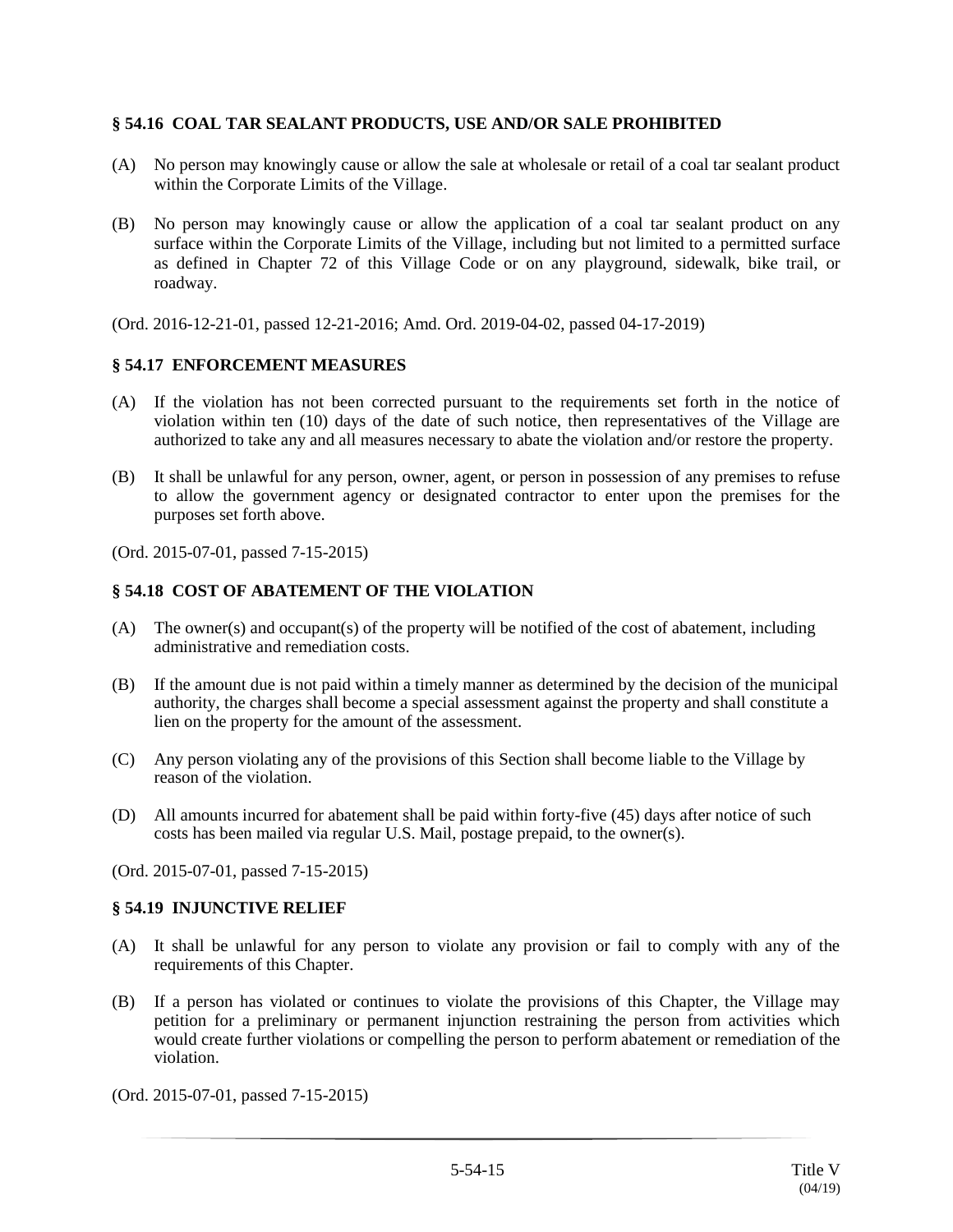### § 54.16 COAL TAR SEALANT PRODUCTS, USE AND/OR SALE PROHIBITED

(A) No person may knowingly cause or allow the sale at wholesale or retail of a coal tar sealant product within the Corporate Limits of the Village.

(B) No person may knowingly cause or allow the application of a coal tar sealant product on any surface within the Corporate Limits of the Village, including but not limited to a permitted surface as defined in Chapter 72 of this Village Code or on any playground, sidewalk, bike trail, or roadway.

(Ord. 2016-12-21-01, passed 12-21-2016; Amd. Ord. 2019-04-02, passed 04-17-2019)

### § 54.17 ENFORCEMENT MEASURES

(A) If the violation has not been corrected pursuant to the requirements set forth in the notice of violation within ten (10) days of the date of such notice, then representatives of the Village are authorized to take any and all measures necessary to abate the violation and/or restore the property.

(B) It shall be unlawful for any person, owner, agent, or person in possession of any premises to refuse to allow the government agency or designated contractor to enter upon the premises for the purposes set forth above.

(Ord. 2015-07-01, passed 7-15-2015)

### § 54.18 COST OF ABATEMENT OF THE VIOLATION

(A) The owner(s) and occupant(s) of the property will be notified of the cost of abatement, including administrative and remediation costs.

(B) If the amount due is not paid within a timely manner as determined by the decision of the municipal authority, the charges shall become a special assessment against the property and shall constitute a lien on the property for the amount of the assessment.

(C) Any person violating any of the provisions of this Section shall become liable to the Village by reason of the violation.

(D) All amounts incurred for abatement shall be paid within forty-five (45) days after notice of such costs has been mailed via regular U.S. Mail, postage prepaid, to the owner(s).

(Ord. 2015-07-01, passed 7-15-2015)

### § 54.19 INJUNCTIVE RELIEF

(A) It shall be unlawful for any person to violate any provision or fail to comply with any of the requirements of this Chapter.

(B) If a person has violated or continues to violate the provisions of this Chapter, the Village may petition for a preliminary or permanent injunction restraining the person from activities which would create further violations or compelling the person to perform abatement or remediation of the violation.

(Ord. 2015-07-01, passed 7-15-2015)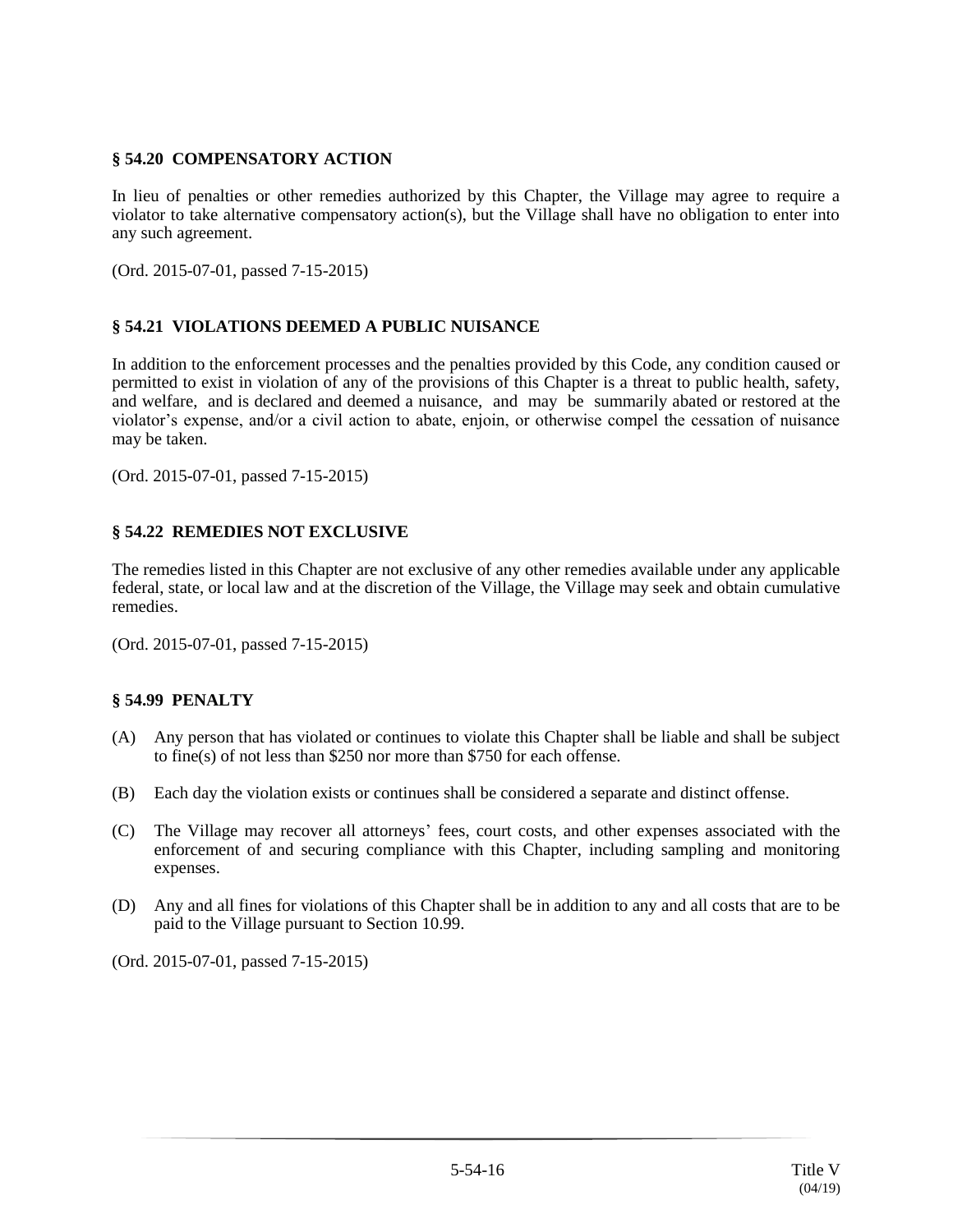### § 54.20 COMPENSATORY ACTION

In lieu of penalties or other remedies authorized by this Chapter, the Village may agree to require a violator to take alternative compensatory action(s), but the Village shall have no obligation to enter into any such agreement.

(Ord. 2015-07-01, passed 7-15-2015)

### § 54.21 VIOLATIONS DEEMED A PUBLIC NUISANCE

In addition to the enforcement processes and the penalties provided by this Code, any condition caused or permitted to exist in violation of any of the provisions of this Chapter is a threat to public health, safety, and welfare, and is declared and deemed a nuisance, and may be summarily abated or restored at the violator's expense, and/or a civil action to abate, enjoin, or otherwise compel the cessation of nuisance may be taken.

(Ord. 2015-07-01, passed 7-15-2015)

### § 54.22 REMEDIES NOT EXCLUSIVE

The remedies listed in this Chapter are not exclusive of any other remedies available under any applicable federal, state, or local law and at the discretion of the Village, the Village may seek and obtain cumulative remedies.

(Ord. 2015-07-01, passed 7-15-2015)

### § 54.99 PENALTY

(A) Any person that has violated or continues to violate this Chapter shall be liable and shall be subject to fine(s) of not less than $250 nor more than $750 for each offense.

(B) Each day the violation exists or continues shall be considered a separate and distinct offense.

(C) The Village may recover all attorneys' fees, court costs, and other expenses associated with the enforcement of and securing compliance with this Chapter, including sampling and monitoring expenses.

(D) Any and all fines for violations of this Chapter shall be in addition to any and all costs that are to be paid to the Village pursuant to Section 10.99.

(Ord. 2015-07-01, passed 7-15-2015)